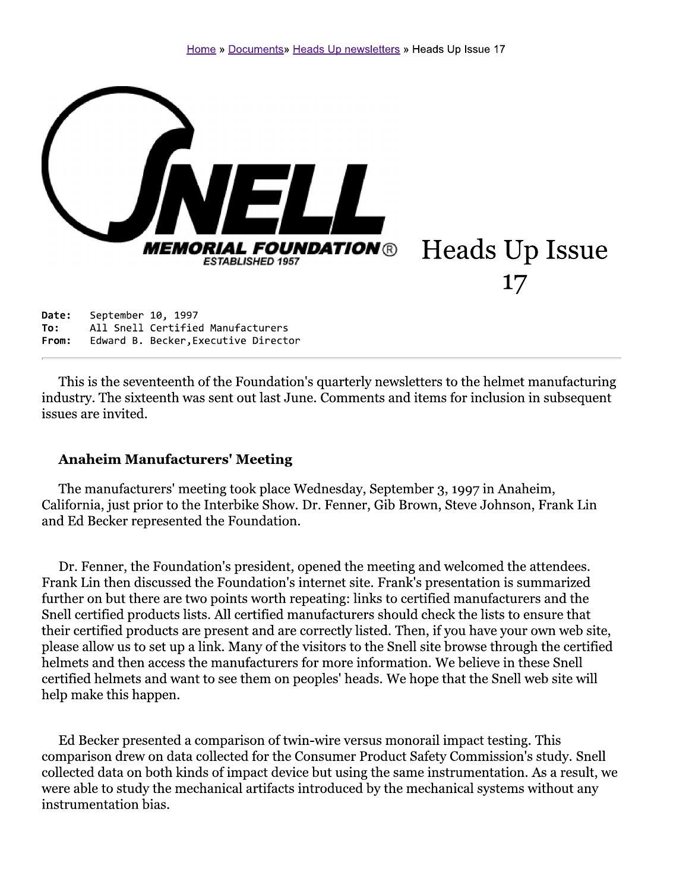Home » Documents» Heads Up newsletters » Heads Up Issue 17

# Heads Up Issue 17

**Date:** September 10, 1997
**To:** All Snell Certified Manufacturers
**From:** Edward B. Becker,Executive Director

---

This is the seventeenth of the Foundation's quarterly newsletters to the helmet manufacturing industry. The sixteenth was sent out last June. Comments and items for inclusion in subsequent issues are invited.

### Anaheim Manufacturers' Meeting

The manufacturers' meeting took place Wednesday, September 3, 1997 in Anaheim, California, just prior to the Interbike Show. Dr. Fenner, Gib Brown, Steve Johnson, Frank Lin and Ed Becker represented the Foundation.

Dr. Fenner, the Foundation's president, opened the meeting and welcomed the attendees. Frank Lin then discussed the Foundation's internet site. Frank's presentation is summarized further on but there are two points worth repeating: links to certified manufacturers and the Snell certified products lists. All certified manufacturers should check the lists to ensure that their certified products are present and are correctly listed. Then, if you have your own web site, please allow us to set up a link. Many of the visitors to the Snell site browse through the certified helmets and then access the manufacturers for more information. We believe in these Snell certified helmets and want to see them on peoples' heads. We hope that the Snell web site will help make this happen.

Ed Becker presented a comparison of twin-wire versus monorail impact testing. This comparison drew on data collected for the Consumer Product Safety Commission's study. Snell collected data on both kinds of impact device but using the same instrumentation. As a result, we were able to study the mechanical artifacts introduced by the mechanical systems without any instrumentation bias.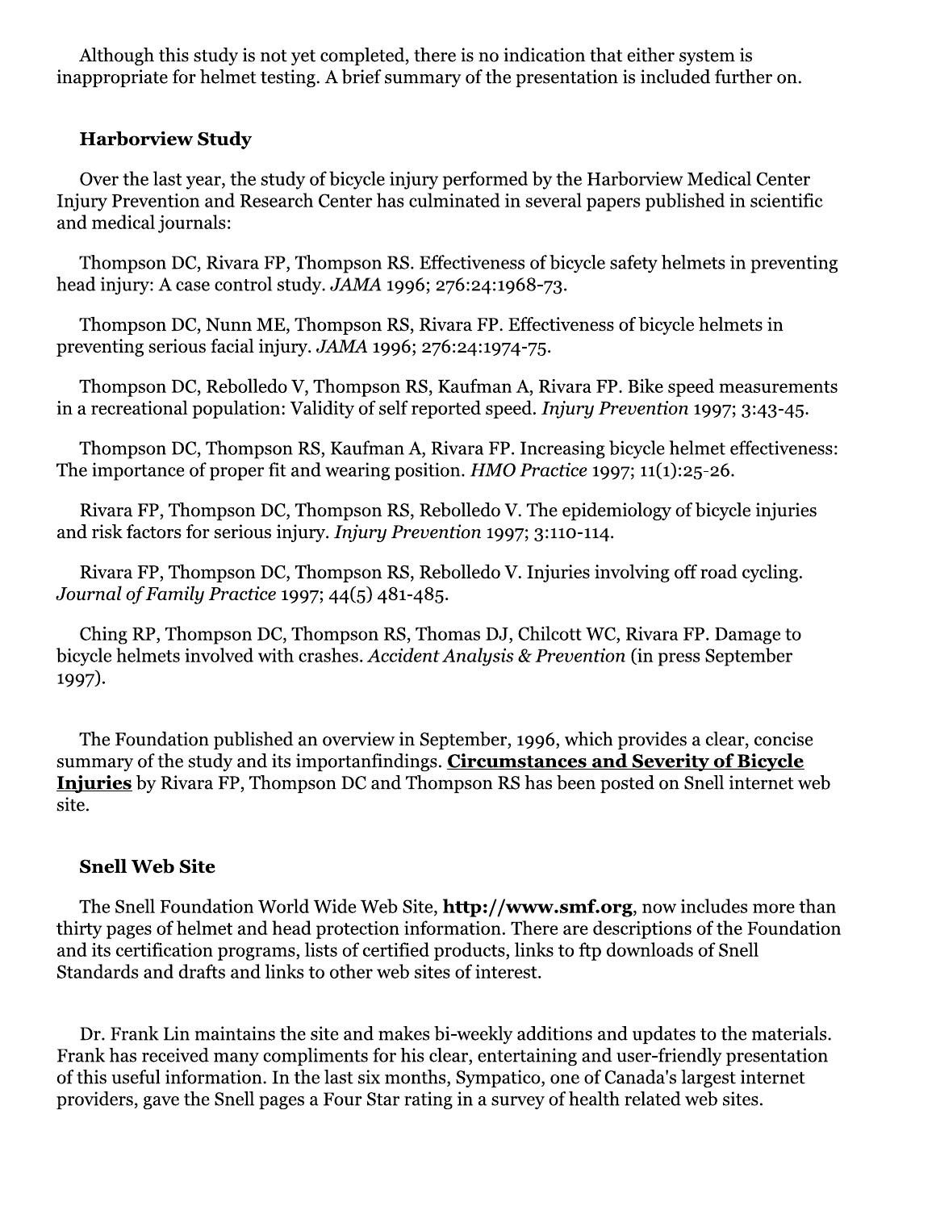Although this study is not yet completed, there is no indication that either system is inappropriate for helmet testing. A brief summary of the presentation is included further on.

### Harborview Study

Over the last year, the study of bicycle injury performed by the Harborview Medical Center Injury Prevention and Research Center has culminated in several papers published in scientific and medical journals:

Thompson DC, Rivara FP, Thompson RS. Effectiveness of bicycle safety helmets in preventing head injury: A case control study. *JAMA* 1996; 276:24:1968-73.

Thompson DC, Nunn ME, Thompson RS, Rivara FP. Effectiveness of bicycle helmets in preventing serious facial injury. *JAMA* 1996; 276:24:1974-75.

Thompson DC, Rebolledo V, Thompson RS, Kaufman A, Rivara FP. Bike speed measurements in a recreational population: Validity of self reported speed. *Injury Prevention* 1997; 3:43-45.

Thompson DC, Thompson RS, Kaufman A, Rivara FP. Increasing bicycle helmet effectiveness: The importance of proper fit and wearing position. *HMO Practice* 1997; 11(1):25-26.

Rivara FP, Thompson DC, Thompson RS, Rebolledo V. The epidemiology of bicycle injuries and risk factors for serious injury. *Injury Prevention* 1997; 3:110-114.

Rivara FP, Thompson DC, Thompson RS, Rebolledo V. Injuries involving off road cycling. *Journal of Family Practice* 1997; 44(5) 481-485.

Ching RP, Thompson DC, Thompson RS, Thomas DJ, Chilcott WC, Rivara FP. Damage to bicycle helmets involved with crashes. *Accident Analysis & Prevention* (in press September 1997).

The Foundation published an overview in September, 1996, which provides a clear, concise summary of the study and its importanfindings. **Circumstances and Severity of Bicycle Injuries** by Rivara FP, Thompson DC and Thompson RS has been posted on Snell internet web site.

### Snell Web Site

The Snell Foundation World Wide Web Site, **http://www.smf.org**, now includes more than thirty pages of helmet and head protection information. There are descriptions of the Foundation and its certification programs, lists of certified products, links to ftp downloads of Snell Standards and drafts and links to other web sites of interest.

Dr. Frank Lin maintains the site and makes bi-weekly additions and updates to the materials. Frank has received many compliments for his clear, entertaining and user-friendly presentation of this useful information. In the last six months, Sympatico, one of Canada's largest internet providers, gave the Snell pages a Four Star rating in a survey of health related web sites.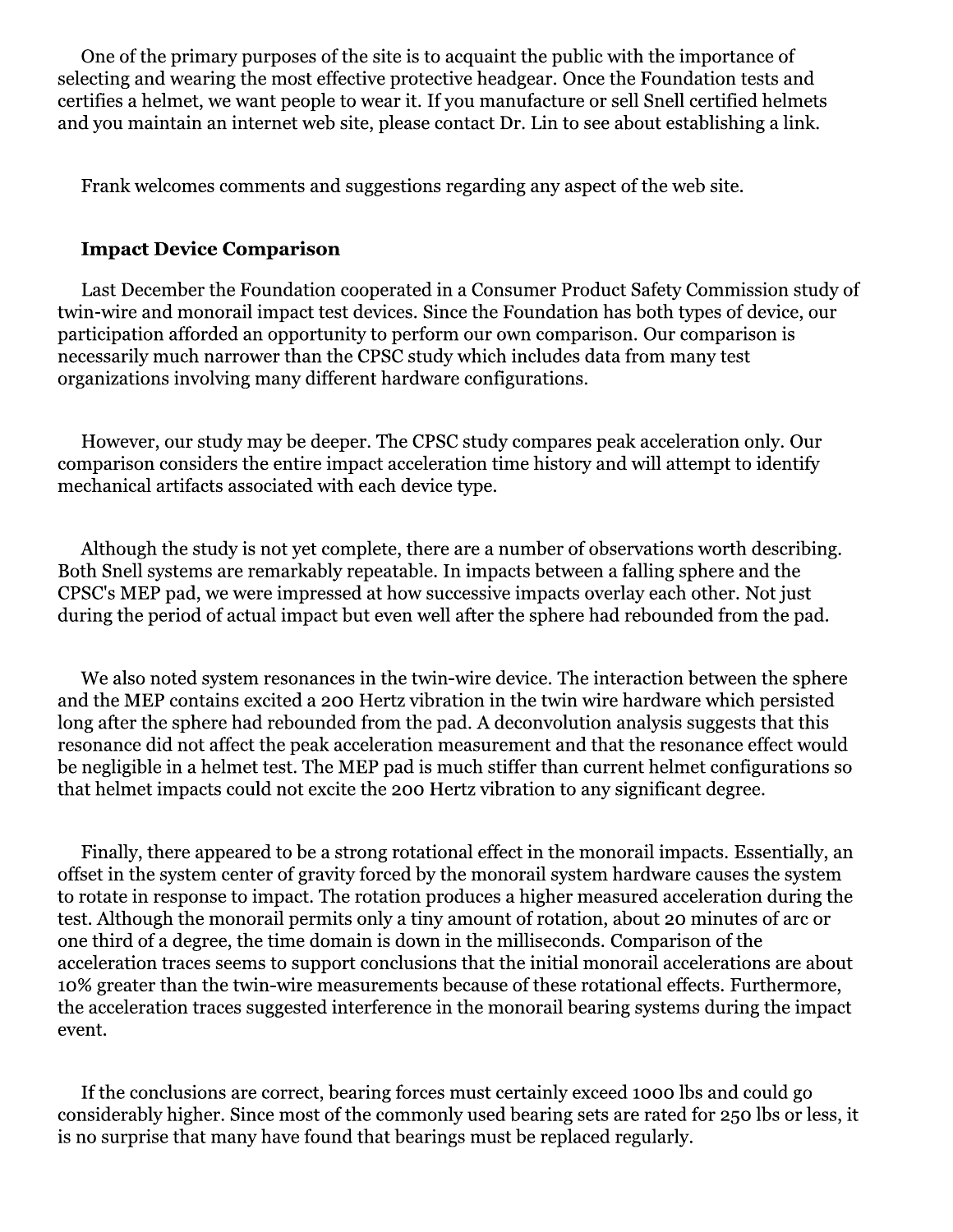One of the primary purposes of the site is to acquaint the public with the importance of selecting and wearing the most effective protective headgear. Once the Foundation tests and certifies a helmet, we want people to wear it. If you manufacture or sell Snell certified helmets and you maintain an internet web site, please contact Dr. Lin to see about establishing a link.

Frank welcomes comments and suggestions regarding any aspect of the web site.

### Impact Device Comparison

Last December the Foundation cooperated in a Consumer Product Safety Commission study of twin-wire and monorail impact test devices. Since the Foundation has both types of device, our participation afforded an opportunity to perform our own comparison. Our comparison is necessarily much narrower than the CPSC study which includes data from many test organizations involving many different hardware configurations.

However, our study may be deeper. The CPSC study compares peak acceleration only. Our comparison considers the entire impact acceleration time history and will attempt to identify mechanical artifacts associated with each device type.

Although the study is not yet complete, there are a number of observations worth describing. Both Snell systems are remarkably repeatable. In impacts between a falling sphere and the CPSC's MEP pad, we were impressed at how successive impacts overlay each other. Not just during the period of actual impact but even well after the sphere had rebounded from the pad.

We also noted system resonances in the twin-wire device. The interaction between the sphere and the MEP contains excited a 200 Hertz vibration in the twin wire hardware which persisted long after the sphere had rebounded from the pad. A deconvolution analysis suggests that this resonance did not affect the peak acceleration measurement and that the resonance effect would be negligible in a helmet test. The MEP pad is much stiffer than current helmet configurations so that helmet impacts could not excite the 200 Hertz vibration to any significant degree.

Finally, there appeared to be a strong rotational effect in the monorail impacts. Essentially, an offset in the system center of gravity forced by the monorail system hardware causes the system to rotate in response to impact. The rotation produces a higher measured acceleration during the test. Although the monorail permits only a tiny amount of rotation, about 20 minutes of arc or one third of a degree, the time domain is down in the milliseconds. Comparison of the acceleration traces seems to support conclusions that the initial monorail accelerations are about 10% greater than the twin-wire measurements because of these rotational effects. Furthermore, the acceleration traces suggested interference in the monorail bearing systems during the impact event.

If the conclusions are correct, bearing forces must certainly exceed 1000 lbs and could go considerably higher. Since most of the commonly used bearing sets are rated for 250 lbs or less, it is no surprise that many have found that bearings must be replaced regularly.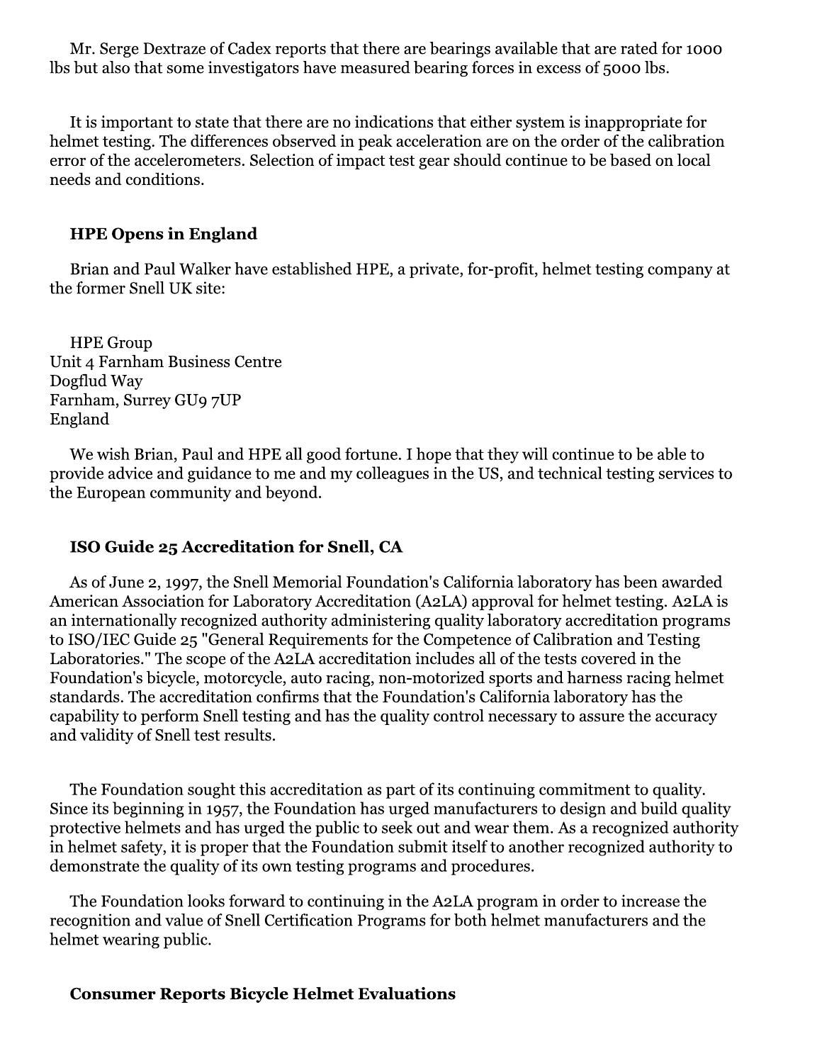Mr. Serge Dextraze of Cadex reports that there are bearings available that are rated for 1000 lbs but also that some investigators have measured bearing forces in excess of 5000 lbs.

It is important to state that there are no indications that either system is inappropriate for helmet testing. The differences observed in peak acceleration are on the order of the calibration error of the accelerometers. Selection of impact test gear should continue to be based on local needs and conditions.

### HPE Opens in England

Brian and Paul Walker have established HPE, a private, for-profit, helmet testing company at the former Snell UK site:

HPE Group
Unit 4 Farnham Business Centre
Dogflud Way
Farnham, Surrey GU9 7UP
England

We wish Brian, Paul and HPE all good fortune. I hope that they will continue to be able to provide advice and guidance to me and my colleagues in the US, and technical testing services to the European community and beyond.

### ISO Guide 25 Accreditation for Snell, CA

As of June 2, 1997, the Snell Memorial Foundation's California laboratory has been awarded American Association for Laboratory Accreditation (A2LA) approval for helmet testing. A2LA is an internationally recognized authority administering quality laboratory accreditation programs to ISO/IEC Guide 25 "General Requirements for the Competence of Calibration and Testing Laboratories." The scope of the A2LA accreditation includes all of the tests covered in the Foundation's bicycle, motorcycle, auto racing, non-motorized sports and harness racing helmet standards. The accreditation confirms that the Foundation's California laboratory has the capability to perform Snell testing and has the quality control necessary to assure the accuracy and validity of Snell test results.

The Foundation sought this accreditation as part of its continuing commitment to quality. Since its beginning in 1957, the Foundation has urged manufacturers to design and build quality protective helmets and has urged the public to seek out and wear them. As a recognized authority in helmet safety, it is proper that the Foundation submit itself to another recognized authority to demonstrate the quality of its own testing programs and procedures.

The Foundation looks forward to continuing in the A2LA program in order to increase the recognition and value of Snell Certification Programs for both helmet manufacturers and the helmet wearing public.

### Consumer Reports Bicycle Helmet Evaluations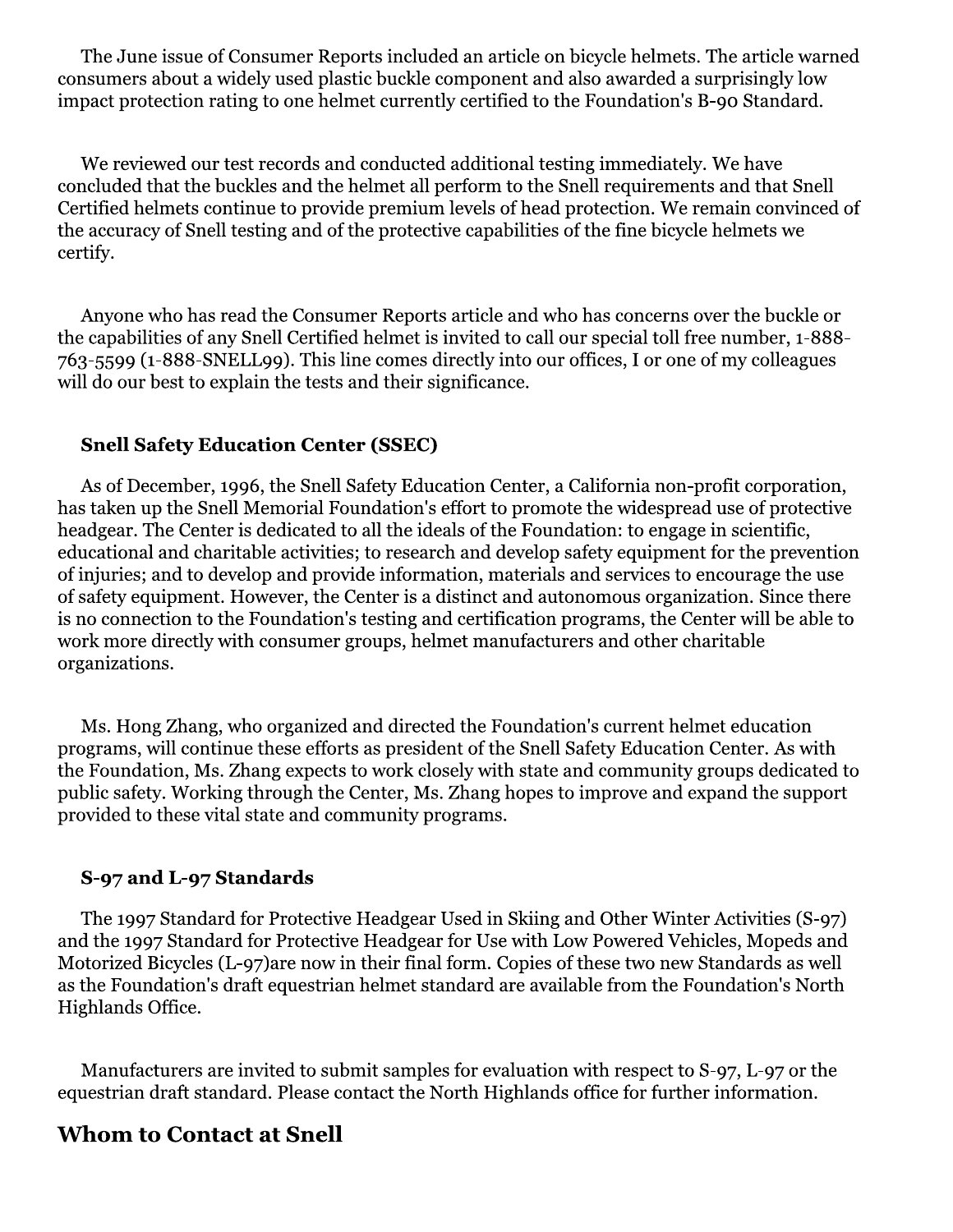The June issue of Consumer Reports included an article on bicycle helmets. The article warned consumers about a widely used plastic buckle component and also awarded a surprisingly low impact protection rating to one helmet currently certified to the Foundation's B-90 Standard.

We reviewed our test records and conducted additional testing immediately. We have concluded that the buckles and the helmet all perform to the Snell requirements and that Snell Certified helmets continue to provide premium levels of head protection. We remain convinced of the accuracy of Snell testing and of the protective capabilities of the fine bicycle helmets we certify.

Anyone who has read the Consumer Reports article and who has concerns over the buckle or the capabilities of any Snell Certified helmet is invited to call our special toll free number, 1-888-763-5599 (1-888-SNELL99). This line comes directly into our offices, I or one of my colleagues will do our best to explain the tests and their significance.

### Snell Safety Education Center (SSEC)

As of December, 1996, the Snell Safety Education Center, a California non-profit corporation, has taken up the Snell Memorial Foundation's effort to promote the widespread use of protective headgear. The Center is dedicated to all the ideals of the Foundation: to engage in scientific, educational and charitable activities; to research and develop safety equipment for the prevention of injuries; and to develop and provide information, materials and services to encourage the use of safety equipment. However, the Center is a distinct and autonomous organization. Since there is no connection to the Foundation's testing and certification programs, the Center will be able to work more directly with consumer groups, helmet manufacturers and other charitable organizations.

Ms. Hong Zhang, who organized and directed the Foundation's current helmet education programs, will continue these efforts as president of the Snell Safety Education Center. As with the Foundation, Ms. Zhang expects to work closely with state and community groups dedicated to public safety. Working through the Center, Ms. Zhang hopes to improve and expand the support provided to these vital state and community programs.

### S-97 and L-97 Standards

The 1997 Standard for Protective Headgear Used in Skiing and Other Winter Activities (S-97) and the 1997 Standard for Protective Headgear for Use with Low Powered Vehicles, Mopeds and Motorized Bicycles (L-97)are now in their final form. Copies of these two new Standards as well as the Foundation's draft equestrian helmet standard are available from the Foundation's North Highlands Office.

Manufacturers are invited to submit samples for evaluation with respect to S-97, L-97 or the equestrian draft standard. Please contact the North Highlands office for further information.

## Whom to Contact at Snell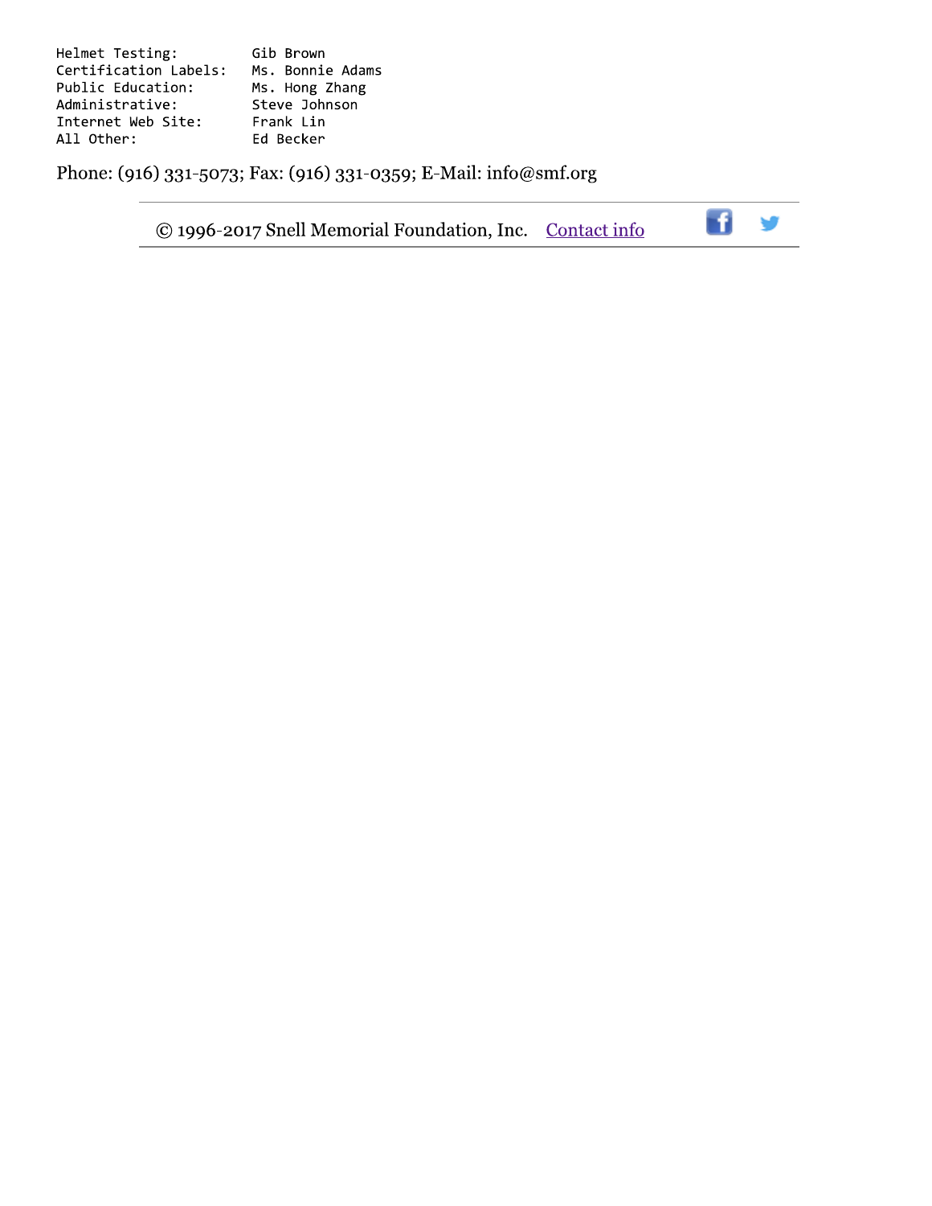```
Helmet Testing:         Gib Brown
Certification Labels:   Ms. Bonnie Adams
Public Education:       Ms. Hong Zhang
Administrative:         Steve Johnson
Internet Web Site:      Frank Lin
All Other:              Ed Becker
```

Phone: (916) 331-5073; Fax: (916) 331-0359; E-Mail: info@smf.org

© 1996-2017 Snell Memorial Foundation, Inc. Contact info